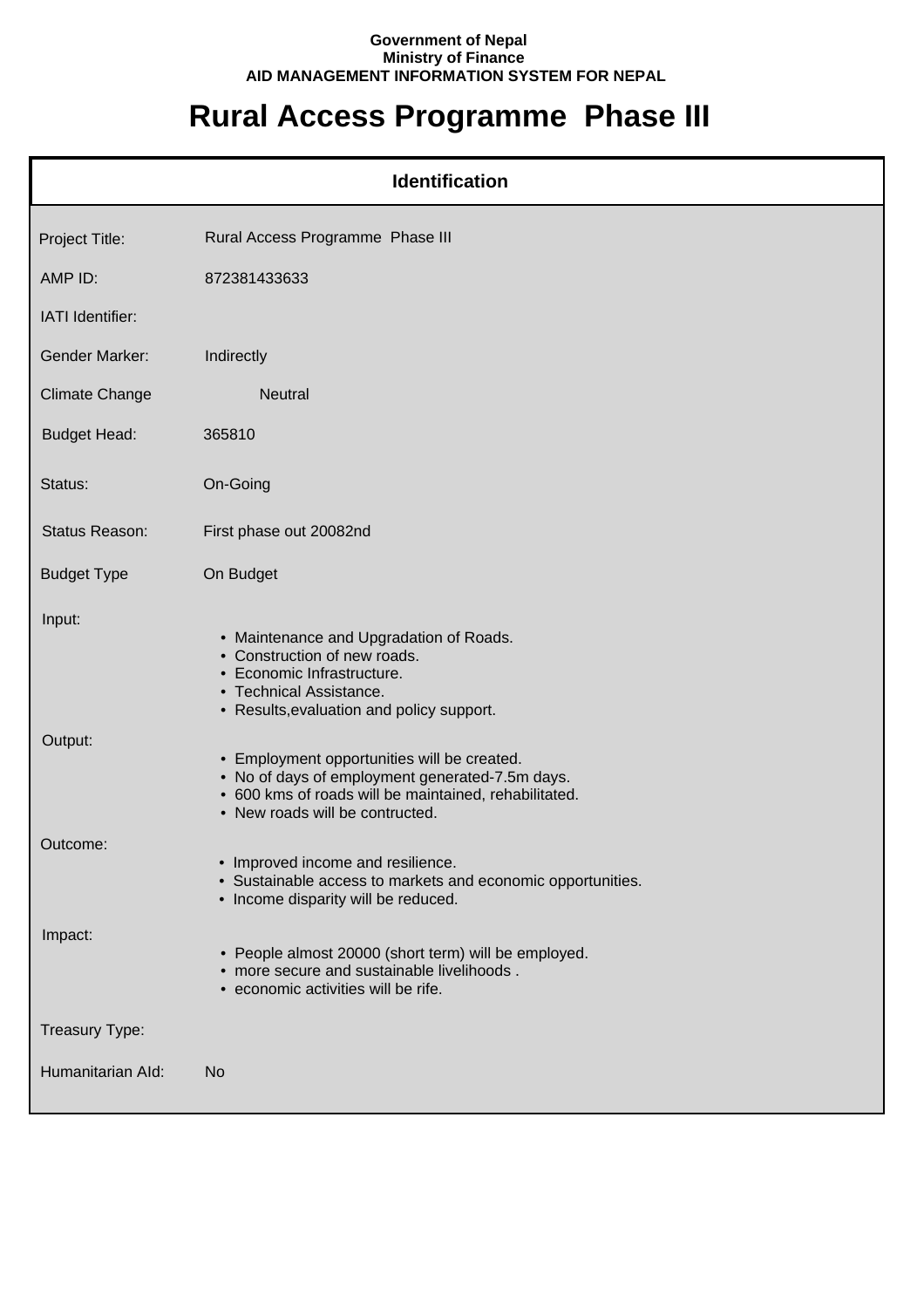**Government of Nepal**
**Ministry of Finance**
**AID MANAGEMENT INFORMATION SYSTEM FOR NEPAL**

# Rural Access Programme Phase III

## Identification

| | |
|---|---|
| Project Title: | Rural Access Programme Phase III |
| AMP ID: | 872381433633 |
| IATI Identifier: | |
| Gender Marker: | Indirectly |
| Climate Change | Neutral |
| Budget Head: | 365810 |
| Status: | On-Going |
| Status Reason: | First phase out 20082nd |
| Budget Type | On Budget |

Input:

- Maintenance and Upgradation of Roads.
- Construction of new roads.
- Economic Infrastructure.
- Technical Assistance.
- Results,evaluation and policy support.

Output:

- Employment opportunities will be created.
- No of days of employment generated-7.5m days.
- 600 kms of roads will be maintained, rehabilitated.
- New roads will be contructed.

Outcome:

- Improved income and resilience.
- Sustainable access to markets and economic opportunities.
- Income disparity will be reduced.

Impact:

- People almost 20000 (short term) will be employed.
- more secure and sustainable livelihoods .
- economic activities will be rife.

Treasury Type:

Humanitarian AId: No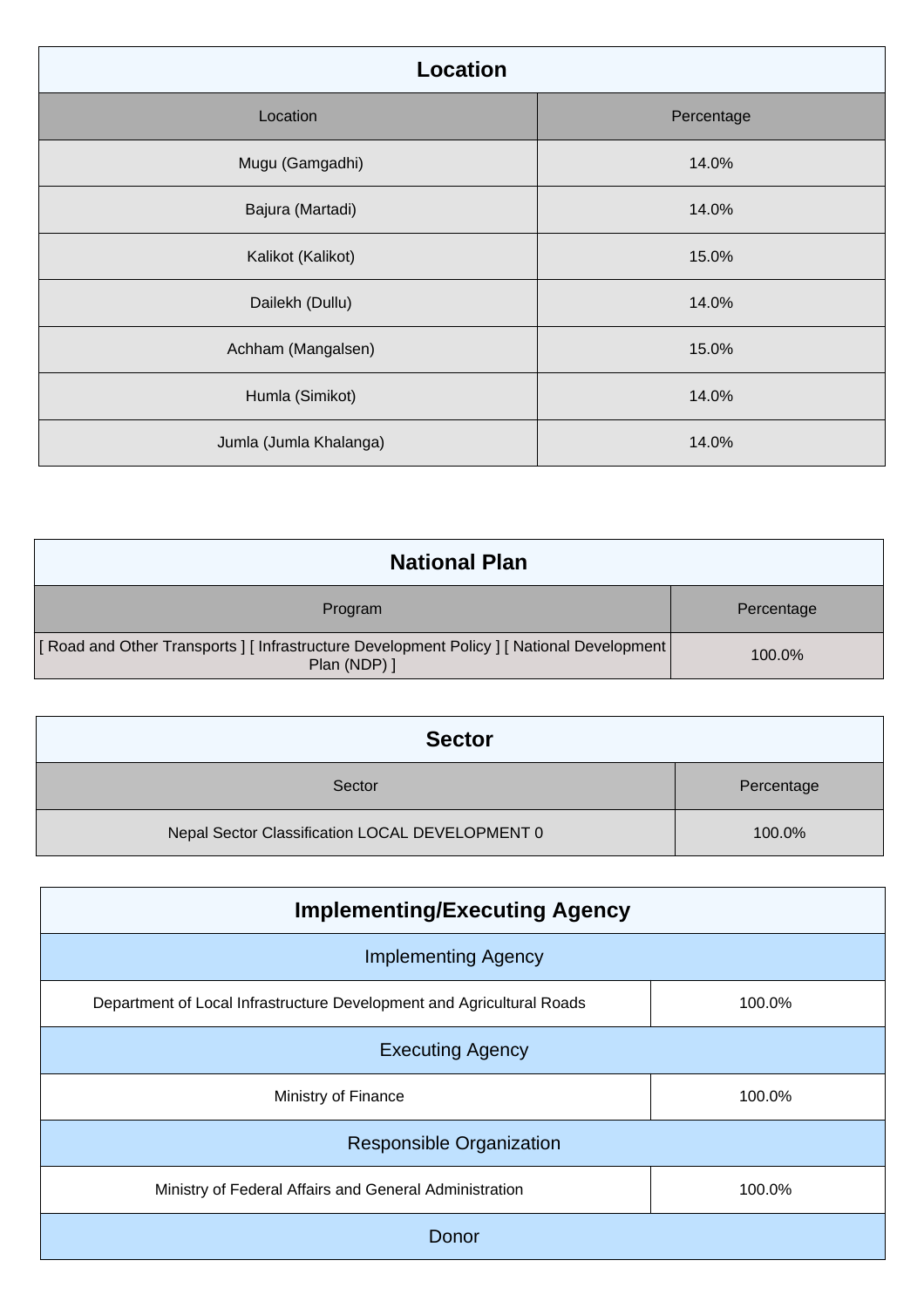## Location

| Location | Percentage |
| --- | --- |
| Mugu (Gamgadhi) | 14.0% |
| Bajura (Martadi) | 14.0% |
| Kalikot (Kalikot) | 15.0% |
| Dailekh (Dullu) | 14.0% |
| Achham (Mangalsen) | 15.0% |
| Humla (Simikot) | 14.0% |
| Jumla (Jumla Khalanga) | 14.0% |

## National Plan

| Program | Percentage |
| --- | --- |
| [ Road and Other Transports ] [ Infrastructure Development Policy ] [ National Development Plan (NDP) ] | 100.0% |

## Sector

| Sector | Percentage |
| --- | --- |
| Nepal Sector Classification LOCAL DEVELOPMENT 0 | 100.0% |

## Implementing/Executing Agency

| Implementing Agency | |
| --- | --- |
| Department of Local Infrastructure Development and Agricultural Roads | 100.0% |
| **Executing Agency** | |
| Ministry of Finance | 100.0% |
| **Responsible Organization** | |
| Ministry of Federal Affairs and General Administration | 100.0% |
| **Donor** | |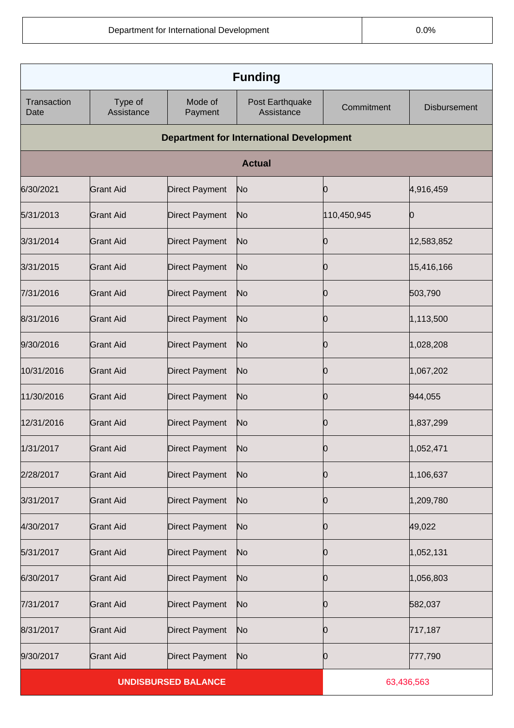| Department for International Development | 0.0% |
|---|---|

| Funding | | | | | |
|---|---|---|---|---|---|
| Transaction Date | Type of Assistance | Mode of Payment | Post Earthquake Assistance | Commitment | Disbursement |
| **Department for International Development** | | | | | |
| **Actual** | | | | | |
| 6/30/2021 | Grant Aid | Direct Payment | No | 0 | 4,916,459 |
| 5/31/2013 | Grant Aid | Direct Payment | No | 110,450,945 | 0 |
| 3/31/2014 | Grant Aid | Direct Payment | No | 0 | 12,583,852 |
| 3/31/2015 | Grant Aid | Direct Payment | No | 0 | 15,416,166 |
| 7/31/2016 | Grant Aid | Direct Payment | No | 0 | 503,790 |
| 8/31/2016 | Grant Aid | Direct Payment | No | 0 | 1,113,500 |
| 9/30/2016 | Grant Aid | Direct Payment | No | 0 | 1,028,208 |
| 10/31/2016 | Grant Aid | Direct Payment | No | 0 | 1,067,202 |
| 11/30/2016 | Grant Aid | Direct Payment | No | 0 | 944,055 |
| 12/31/2016 | Grant Aid | Direct Payment | No | 0 | 1,837,299 |
| 1/31/2017 | Grant Aid | Direct Payment | No | 0 | 1,052,471 |
| 2/28/2017 | Grant Aid | Direct Payment | No | 0 | 1,106,637 |
| 3/31/2017 | Grant Aid | Direct Payment | No | 0 | 1,209,780 |
| 4/30/2017 | Grant Aid | Direct Payment | No | 0 | 49,022 |
| 5/31/2017 | Grant Aid | Direct Payment | No | 0 | 1,052,131 |
| 6/30/2017 | Grant Aid | Direct Payment | No | 0 | 1,056,803 |
| 7/31/2017 | Grant Aid | Direct Payment | No | 0 | 582,037 |
| 8/31/2017 | Grant Aid | Direct Payment | No | 0 | 717,187 |
| 9/30/2017 | Grant Aid | Direct Payment | No | 0 | 777,790 |
| **UNDISBURSED BALANCE** | | | | 63,436,563 | |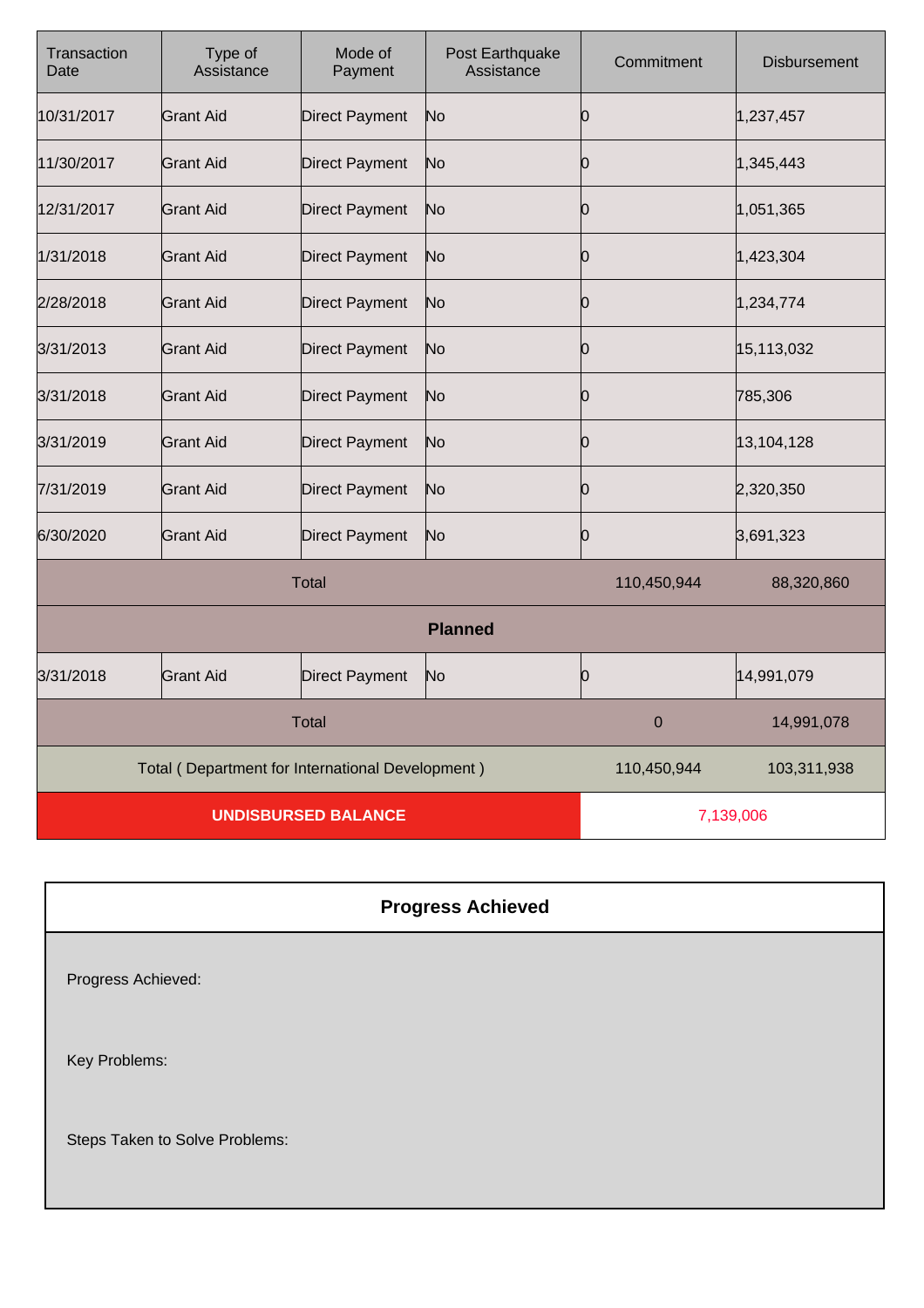| Transaction Date | Type of Assistance | Mode of Payment | Post Earthquake Assistance | Commitment | Disbursement |
|---|---|---|---|---|---|
| 10/31/2017 | Grant Aid | Direct Payment | No | 0 | 1,237,457 |
| 11/30/2017 | Grant Aid | Direct Payment | No | 0 | 1,345,443 |
| 12/31/2017 | Grant Aid | Direct Payment | No | 0 | 1,051,365 |
| 1/31/2018 | Grant Aid | Direct Payment | No | 0 | 1,423,304 |
| 2/28/2018 | Grant Aid | Direct Payment | No | 0 | 1,234,774 |
| 3/31/2013 | Grant Aid | Direct Payment | No | 0 | 15,113,032 |
| 3/31/2018 | Grant Aid | Direct Payment | No | 0 | 785,306 |
| 3/31/2019 | Grant Aid | Direct Payment | No | 0 | 13,104,128 |
| 7/31/2019 | Grant Aid | Direct Payment | No | 0 | 2,320,350 |
| 6/30/2020 | Grant Aid | Direct Payment | No | 0 | 3,691,323 |
| Total | | | | 110,450,944 | 88,320,860 |
| **Planned** | | | | | |
| 3/31/2018 | Grant Aid | Direct Payment | No | 0 | 14,991,079 |
| Total | | | | 0 | 14,991,078 |
| Total ( Department for International Development ) | | | | 110,450,944 | 103,311,938 |
| **UNDISBURSED BALANCE** | | | | 7,139,006 | |

| **Progress Achieved** |
|---|
| Progress Achieved: |
| Key Problems: |
| Steps Taken to Solve Problems: |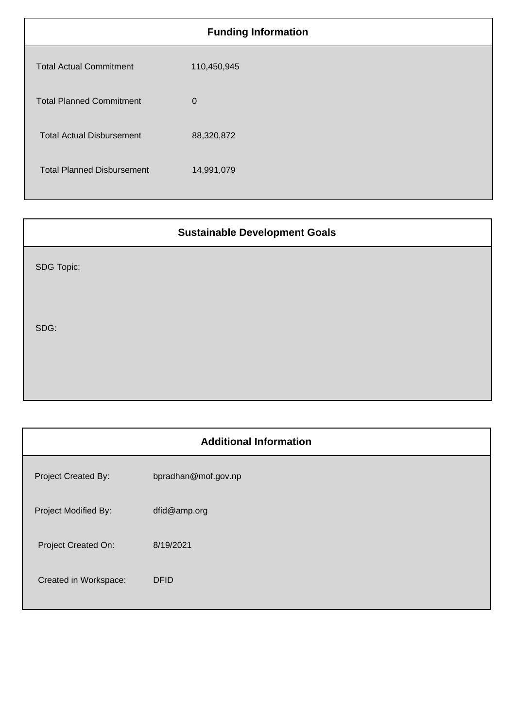## Funding Information

| | |
|---|---|
| Total Actual Commitment | 110,450,945 |
| Total Planned Commitment | 0 |
| Total Actual Disbursement | 88,320,872 |
| Total Planned Disbursement | 14,991,079 |

## Sustainable Development Goals

SDG Topic:

SDG:

## Additional Information

| | |
|---|---|
| Project Created By: | bpradhan@mof.gov.np |
| Project Modified By: | dfid@amp.org |
| Project Created On: | 8/19/2021 |
| Created in Workspace: | DFID |